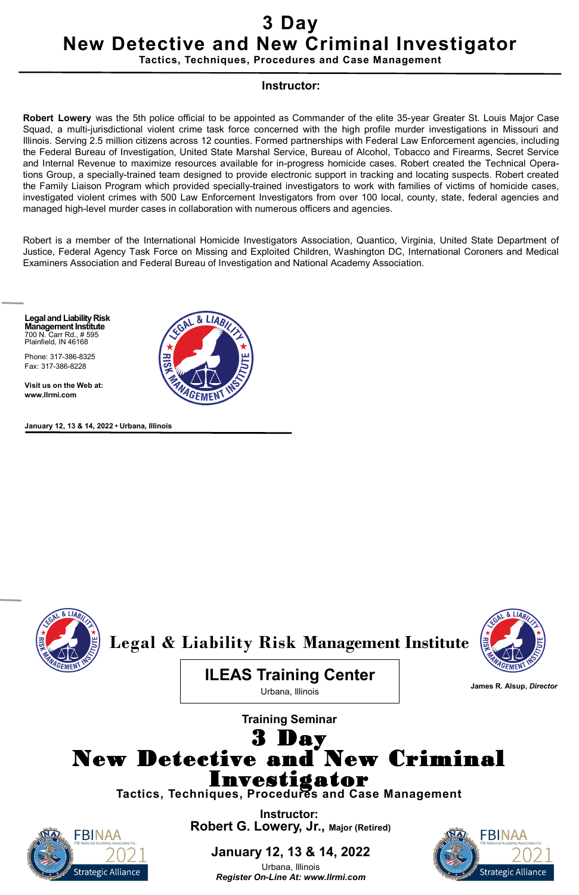# 3 Day
# New Detective and New Criminal Investigator

**Tactics, Techniques, Procedures and Case Management**

---

### Instructor:

**Robert Lowery** was the 5th police official to be appointed as Commander of the elite 35-year Greater St. Louis Major Case Squad, a multi-jurisdictional violent crime task force concerned with the high profile murder investigations in Missouri and Illinois. Serving 2.5 million citizens across 12 counties. Formed partnerships with Federal Law Enforcement agencies, including the Federal Bureau of Investigation, United State Marshal Service, Bureau of Alcohol, Tobacco and Firearms, Secret Service and Internal Revenue to maximize resources available for in-progress homicide cases. Robert created the Technical Operations Group, a specially-trained team designed to provide electronic support in tracking and locating suspects. Robert created the Family Liaison Program which provided specially-trained investigators to work with families of victims of homicide cases, investigated violent crimes with 500 Law Enforcement Investigators from over 100 local, county, state, federal agencies and managed high-level murder cases in collaboration with numerous officers and agencies.

Robert is a member of the International Homicide Investigators Association, Quantico, Virginia, United State Department of Justice, Federal Agency Task Force on Missing and Exploited Children, Washington DC, International Coroners and Medical Examiners Association and Federal Bureau of Investigation and National Academy Association.

**Legal and Liability Risk Management Institute**
700 N. Carr Rd., # 595
Plainfield, IN 46168

Phone: 317-386-8325
Fax: 317-386-8228

**Visit us on the Web at:**
**www.llrmi.com**

**January 12, 13 & 14, 2022 • Urbana, Illinois**

---

## Legal & Liability Risk Management Institute

**ILEAS Training Center**
Urbana, Illinois

**James R. Alsup**, ***Director***

### Training Seminar

# 3 Day
# New Detective and New Criminal Investigator

**Tactics, Techniques, Procedures and Case Management**

**Instructor:**
**Robert G. Lowery, Jr.,** **Major (Retired)**

FBINAA
FBI National Academy Associates Inc.
2021
Strategic Alliance

**January 12, 13 & 14, 2022**
Urbana, Illinois
***Register On-Line At: www.llrmi.com***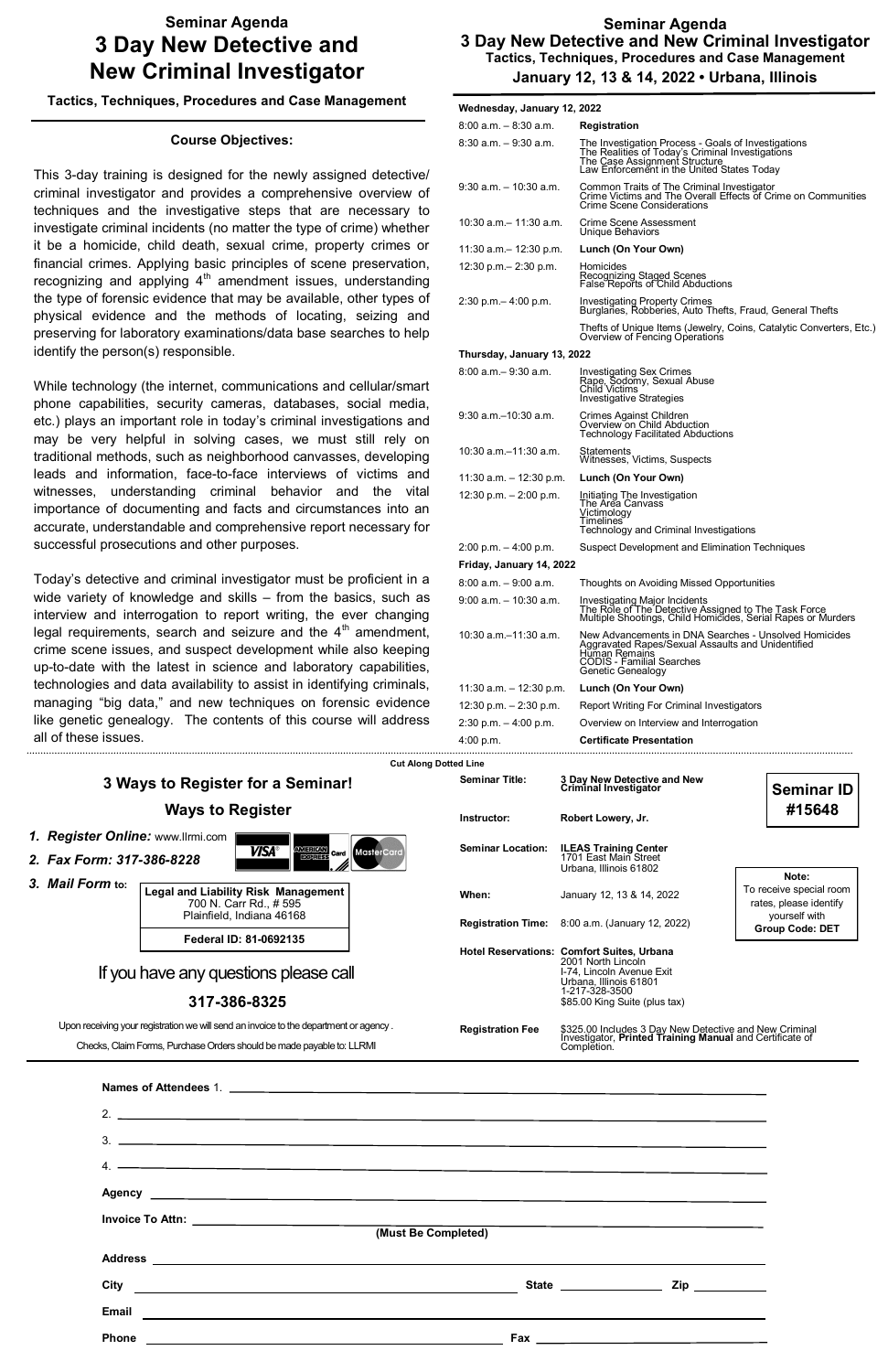## Seminar Agenda

# 3 Day New Detective and New Criminal Investigator

**Tactics, Techniques, Procedures and Case Management**

### Course Objectives:

This 3-day training is designed for the newly assigned detective/ criminal investigator and provides a comprehensive overview of techniques and the investigative steps that are necessary to investigate criminal incidents (no matter the type of crime) whether it be a homicide, child death, sexual crime, property crimes or financial crimes. Applying basic principles of scene preservation, recognizing and applying 4th amendment issues, understanding the type of forensic evidence that may be available, other types of physical evidence and the methods of locating, seizing and preserving for laboratory examinations/data base searches to help identify the person(s) responsible.

While technology (the internet, communications and cellular/smart phone capabilities, security cameras, databases, social media, etc.) plays an important role in today's criminal investigations and may be very helpful in solving cases, we must still rely on traditional methods, such as neighborhood canvasses, developing leads and information, face-to-face interviews of victims and witnesses, understanding criminal behavior and the vital importance of documenting and facts and circumstances into an accurate, understandable and comprehensive report necessary for successful prosecutions and other purposes.

Today's detective and criminal investigator must be proficient in a wide variety of knowledge and skills – from the basics, such as interview and interrogation to report writing, the ever changing legal requirements, search and seizure and the 4th amendment, crime scene issues, and suspect development while also keeping up-to-date with the latest in science and laboratory capabilities, technologies and data availability to assist in identifying criminals, managing "big data," and new techniques on forensic evidence like genetic genealogy. The contents of this course will address all of these issues.

## Seminar Agenda

### 3 Day New Detective and New Criminal Investigator

**Tactics, Techniques, Procedures and Case Management**

**January 12, 13 & 14, 2022 • Urbana, Illinois**

| | |
|---|---|
| **Wednesday, January 12, 2022** | |
| 8:00 a.m. – 8:30 a.m. | **Registration** |
| 8:30 a.m. – 9:30 a.m. | The Investigation Process - Goals of Investigations<br>The Realities of Today's Criminal Investigations<br>The Case Assignment Structure<br>Law Enforcement in the United States Today |
| 9:30 a.m. – 10:30 a.m. | Common Traits of The Criminal Investigator<br>Crime Victims and The Overall Effects of Crime on Communities<br>Crime Scene Considerations |
| 10:30 a.m.– 11:30 a.m. | Crime Scene Assessment<br>Unique Behaviors |
| 11:30 a.m.– 12:30 p.m. | **Lunch (On Your Own)** |
| 12:30 p.m.– 2:30 p.m. | Homicides<br>Recognizing Staged Scenes<br>False Reports of Child Abductions |
| 2:30 p.m.– 4:00 p.m. | Investigating Property Crimes<br>Burglaries, Robberies, Auto Thefts, Fraud, General Thefts<br><br>Thefts of Unique Items (Jewelry, Coins, Catalytic Converters, Etc.)<br>Overview of Fencing Operations |
| **Thursday, January 13, 2022** | |
| 8:00 a.m.– 9:30 a.m. | Investigating Sex Crimes<br>Rape, Sodomy, Sexual Abuse<br>Child Victims<br>Investigative Strategies |
| 9:30 a.m.–10:30 a.m. | Crimes Against Children<br>Overview on Child Abduction<br>Technology Facilitated Abductions |
| 10:30 a.m.–11:30 a.m. | Statements<br>Witnesses, Victims, Suspects |
| 11:30 a.m. – 12:30 p.m. | **Lunch (On Your Own)** |
| 12:30 p.m. – 2:00 p.m. | Initiating The Investigation<br>The Area Canvass<br>Victimology<br>Timelines<br>Technology and Criminal Investigations |
| 2:00 p.m. – 4:00 p.m. | Suspect Development and Elimination Techniques |
| **Friday, January 14, 2022** | |
| 8:00 a.m. – 9:00 a.m. | Thoughts on Avoiding Missed Opportunities |
| 9:00 a.m. – 10:30 a.m. | Investigating Major Incidents<br>The Role of The Detective Assigned to The Task Force<br>Multiple Shootings, Child Homicides, Serial Rapes or Murders |
| 10:30 a.m.–11:30 a.m. | New Advancements in DNA Searches - Unsolved Homicides<br>Aggravated Rapes/Sexual Assaults and Unidentified<br>Human Remains<br>CODIS - Familial Searches<br>Genetic Genealogy |
| 11:30 a.m. – 12:30 p.m. | **Lunch (On Your Own)** |
| 12:30 p.m. – 2:30 p.m. | Report Writing For Criminal Investigators |
| 2:30 p.m. – 4:00 p.m. | Overview on Interview and Interrogation |
| 4:00 p.m. | **Certificate Presentation** |

Cut Along Dotted Line

## 3 Ways to Register for a Seminar!

### Ways to Register

1. ***Register Online:*** www.llrmi.com
2. ***Fax Form: 317-386-8228***
3. ***Mail Form*** to:

**Legal and Liability Risk Management**
700 N. Carr Rd., # 595
Plainfield, Indiana 46168

**Federal ID: 81-0692135**

If you have any questions please call

**317-386-8325**

Upon receiving your registration we will send an invoice to the department or agency .

Checks, Claim Forms, Purchase Orders should be made payable to: LLRMI

| | |
|---|---|
| **Seminar Title:** | **3 Day New Detective and New Criminal Investigator** |
| **Instructor:** | **Robert Lowery, Jr.** |
| **Seminar Location:** | **ILEAS Training Center**<br>1701 East Main Street<br>Urbana, Illinois 61802 |
| **When:** | January 12, 13 & 14, 2022 |
| **Registration Time:** | 8:00 a.m. (January 12, 2022) |
| **Hotel Reservations:** | **Comfort Suites, Urbana**<br>2001 North Lincoln<br>I-74, Lincoln Avenue Exit<br>Urbana, Illinois 61801<br>1-217-328-3500<br>$85.00 King Suite (plus tax) |
| **Registration Fee** | $325.00 Includes 3 Day New Detective and New Criminal Investigator, **Printed Training Manual** and Certificate of Completion. |

**Seminar ID #15648**

**Note:**
To receive special room rates, please identify yourself with **Group Code: DET**

**Names of Attendees** 1. ______________________

2. ______________________

3. ______________________

4. ______________________

**Agency** ______________________

**Invoice To Attn:** ______________________
**(Must Be Completed)**

**Address** ______________________

**City** ______________ **State** ________ **Zip** ________

**Email** ______________________

**Phone** ______________ **Fax** ______________